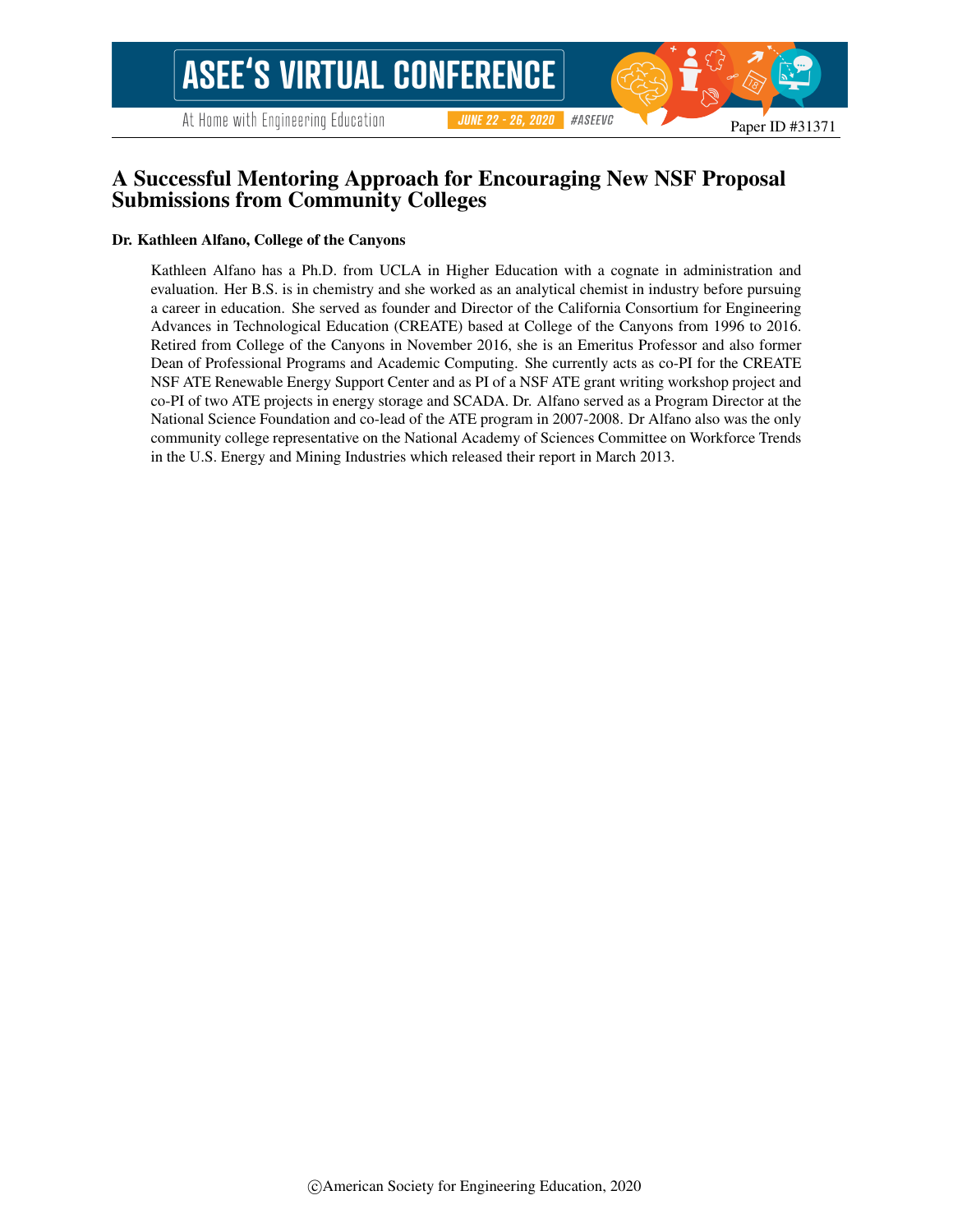# A Successful Mentoring Approach for Encouraging New NSF Proposal Submissions from Community Colleges

**Dr. Kathleen Alfano, College of the Canyons**

Kathleen Alfano has a Ph.D. from UCLA in Higher Education with a cognate in administration and evaluation. Her B.S. is in chemistry and she worked as an analytical chemist in industry before pursuing a career in education. She served as founder and Director of the California Consortium for Engineering Advances in Technological Education (CREATE) based at College of the Canyons from 1996 to 2016. Retired from College of the Canyons in November 2016, she is an Emeritus Professor and also former Dean of Professional Programs and Academic Computing. She currently acts as co-PI for the CREATE NSF ATE Renewable Energy Support Center and as PI of a NSF ATE grant writing workshop project and co-PI of two ATE projects in energy storage and SCADA. Dr. Alfano served as a Program Director at the National Science Foundation and co-lead of the ATE program in 2007-2008. Dr Alfano also was the only community college representative on the National Academy of Sciences Committee on Workforce Trends in the U.S. Energy and Mining Industries which released their report in March 2013.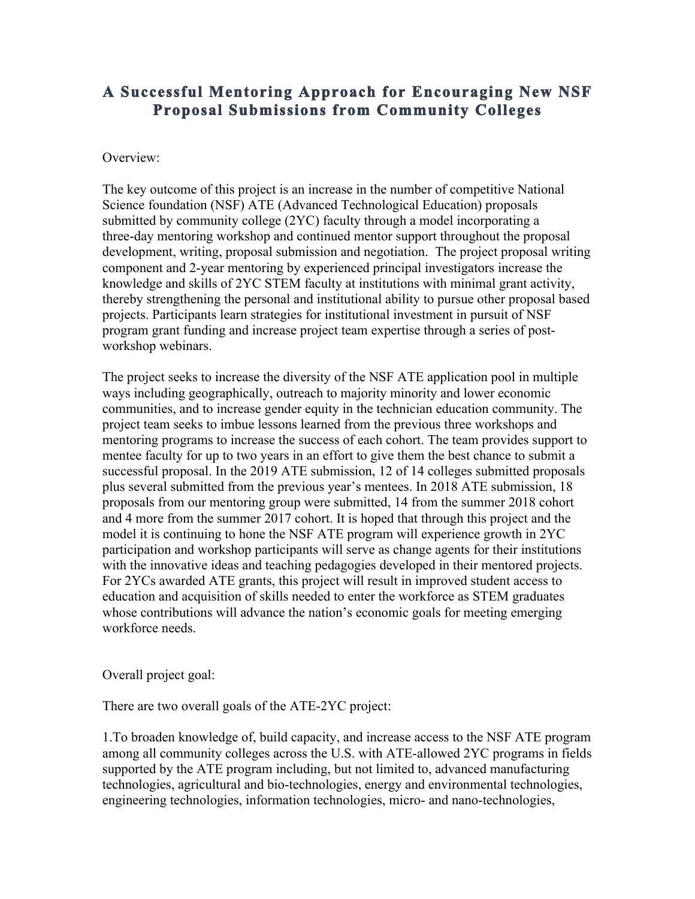# A Successful Mentoring Approach for Encouraging New NSF Proposal Submissions from Community Colleges

Overview:

The key outcome of this project is an increase in the number of competitive National Science foundation (NSF) ATE (Advanced Technological Education) proposals submitted by community college (2YC) faculty through a model incorporating a three-day mentoring workshop and continued mentor support throughout the proposal development, writing, proposal submission and negotiation. The project proposal writing component and 2-year mentoring by experienced principal investigators increase the knowledge and skills of 2YC STEM faculty at institutions with minimal grant activity, thereby strengthening the personal and institutional ability to pursue other proposal based projects. Participants learn strategies for institutional investment in pursuit of NSF program grant funding and increase project team expertise through a series of post-workshop webinars.

The project seeks to increase the diversity of the NSF ATE application pool in multiple ways including geographically, outreach to majority minority and lower economic communities, and to increase gender equity in the technician education community. The project team seeks to imbue lessons learned from the previous three workshops and mentoring programs to increase the success of each cohort. The team provides support to mentee faculty for up to two years in an effort to give them the best chance to submit a successful proposal. In the 2019 ATE submission, 12 of 14 colleges submitted proposals plus several submitted from the previous year's mentees. In 2018 ATE submission, 18 proposals from our mentoring group were submitted, 14 from the summer 2018 cohort and 4 more from the summer 2017 cohort. It is hoped that through this project and the model it is continuing to hone the NSF ATE program will experience growth in 2YC participation and workshop participants will serve as change agents for their institutions with the innovative ideas and teaching pedagogies developed in their mentored projects. For 2YCs awarded ATE grants, this project will result in improved student access to education and acquisition of skills needed to enter the workforce as STEM graduates whose contributions will advance the nation's economic goals for meeting emerging workforce needs.

Overall project goal:

There are two overall goals of the ATE-2YC project:

1.To broaden knowledge of, build capacity, and increase access to the NSF ATE program among all community colleges across the U.S. with ATE-allowed 2YC programs in fields supported by the ATE program including, but not limited to, advanced manufacturing technologies, agricultural and bio-technologies, energy and environmental technologies, engineering technologies, information technologies, micro- and nano-technologies,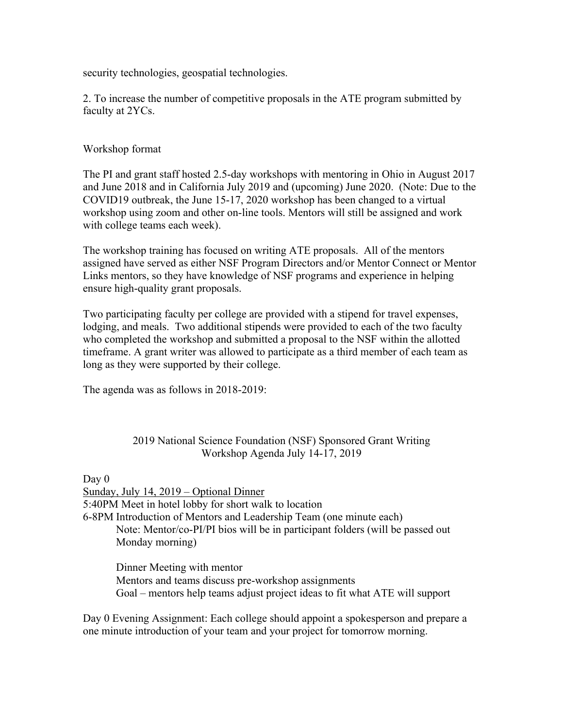security technologies, geospatial technologies.

2. To increase the number of competitive proposals in the ATE program submitted by faculty at 2YCs.

## Workshop format

The PI and grant staff hosted 2.5-day workshops with mentoring in Ohio in August 2017 and June 2018 and in California July 2019 and (upcoming) June 2020. (Note: Due to the COVID19 outbreak, the June 15-17, 2020 workshop has been changed to a virtual workshop using zoom and other on-line tools. Mentors will still be assigned and work with college teams each week).

The workshop training has focused on writing ATE proposals. All of the mentors assigned have served as either NSF Program Directors and/or Mentor Connect or Mentor Links mentors, so they have knowledge of NSF programs and experience in helping ensure high-quality grant proposals.

Two participating faculty per college are provided with a stipend for travel expenses, lodging, and meals. Two additional stipends were provided to each of the two faculty who completed the workshop and submitted a proposal to the NSF within the allotted timeframe. A grant writer was allowed to participate as a third member of each team as long as they were supported by their college.

The agenda was as follows in 2018-2019:

### 2019 National Science Foundation (NSF) Sponsored Grant Writing Workshop Agenda July 14-17, 2019

Day 0

<u>Sunday, July 14, 2019 – Optional Dinner</u>

5:40PM Meet in hotel lobby for short walk to location

6-8PM Introduction of Mentors and Leadership Team (one minute each)

Note: Mentor/co-PI/PI bios will be in participant folders (will be passed out Monday morning)

Dinner Meeting with mentor

Mentors and teams discuss pre-workshop assignments

Goal – mentors help teams adjust project ideas to fit what ATE will support

Day 0 Evening Assignment: Each college should appoint a spokesperson and prepare a one minute introduction of your team and your project for tomorrow morning.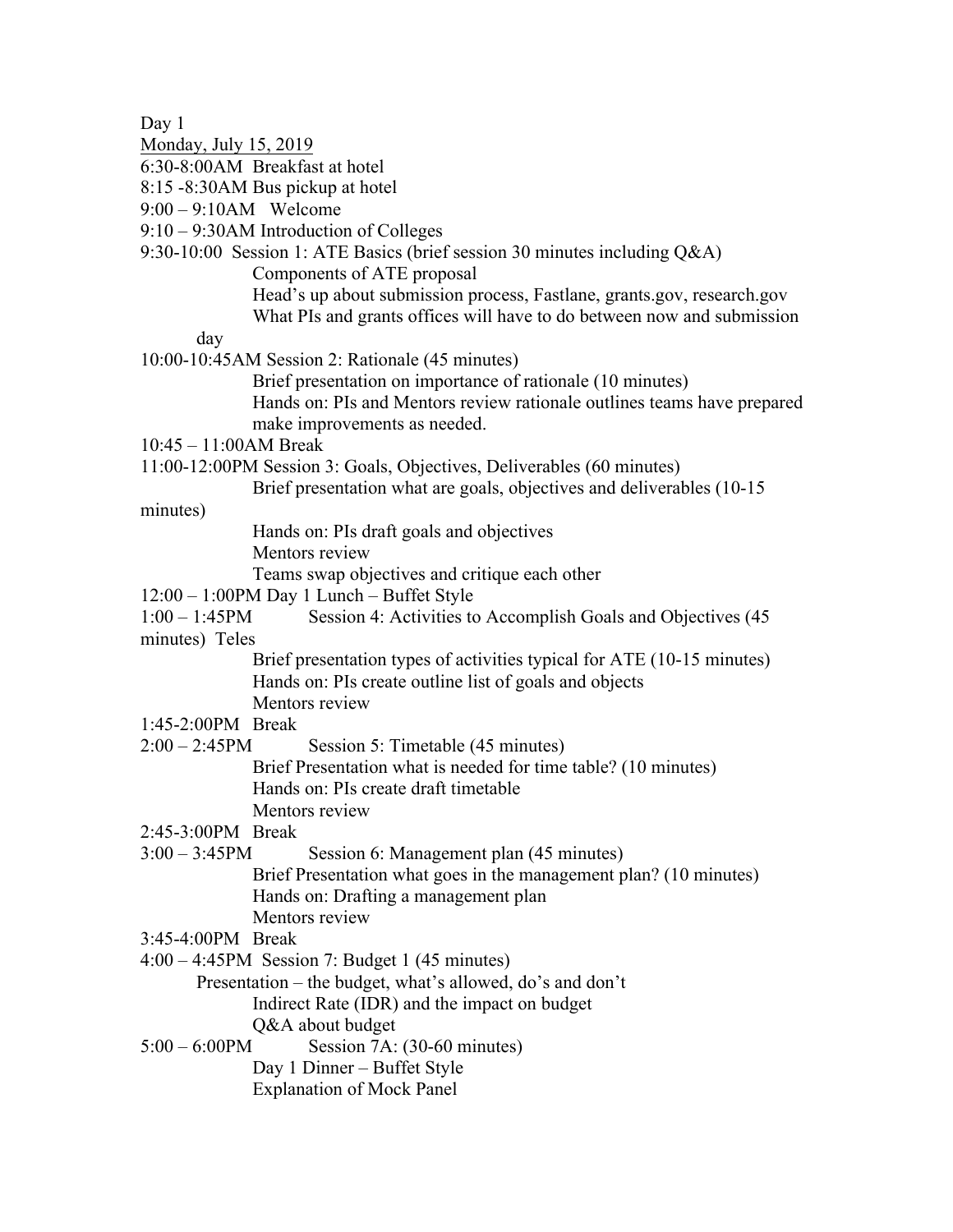Day 1

Monday, July 15, 2019

6:30-8:00AM Breakfast at hotel

8:15 -8:30AM Bus pickup at hotel

9:00 – 9:10AM Welcome

9:10 – 9:30AM Introduction of Colleges

9:30-10:00 Session 1: ATE Basics (brief session 30 minutes including Q&A)
- Components of ATE proposal
- Head's up about submission process, Fastlane, grants.gov, research.gov
- What PIs and grants offices will have to do between now and submission day

10:00-10:45AM Session 2: Rationale (45 minutes)
- Brief presentation on importance of rationale (10 minutes)
- Hands on: PIs and Mentors review rationale outlines teams have prepared make improvements as needed.

10:45 – 11:00AM Break

11:00-12:00PM Session 3: Goals, Objectives, Deliverables (60 minutes)
- Brief presentation what are goals, objectives and deliverables (10-15 minutes)
- Hands on: PIs draft goals and objectives
- Mentors review
- Teams swap objectives and critique each other

12:00 – 1:00PM Day 1 Lunch – Buffet Style

1:00 – 1:45PM Session 4: Activities to Accomplish Goals and Objectives (45 minutes) Teles
- Brief presentation types of activities typical for ATE (10-15 minutes)
- Hands on: PIs create outline list of goals and objects
- Mentors review

1:45-2:00PM Break

2:00 – 2:45PM Session 5: Timetable (45 minutes)
- Brief Presentation what is needed for time table? (10 minutes)
- Hands on: PIs create draft timetable
- Mentors review

2:45-3:00PM Break

3:00 – 3:45PM Session 6: Management plan (45 minutes)
- Brief Presentation what goes in the management plan? (10 minutes)
- Hands on: Drafting a management plan
- Mentors review

3:45-4:00PM Break

4:00 – 4:45PM Session 7: Budget 1 (45 minutes)
- Presentation – the budget, what's allowed, do's and don't
- Indirect Rate (IDR) and the impact on budget
- Q&A about budget

5:00 – 6:00PM Session 7A: (30-60 minutes)
- Day 1 Dinner – Buffet Style
- Explanation of Mock Panel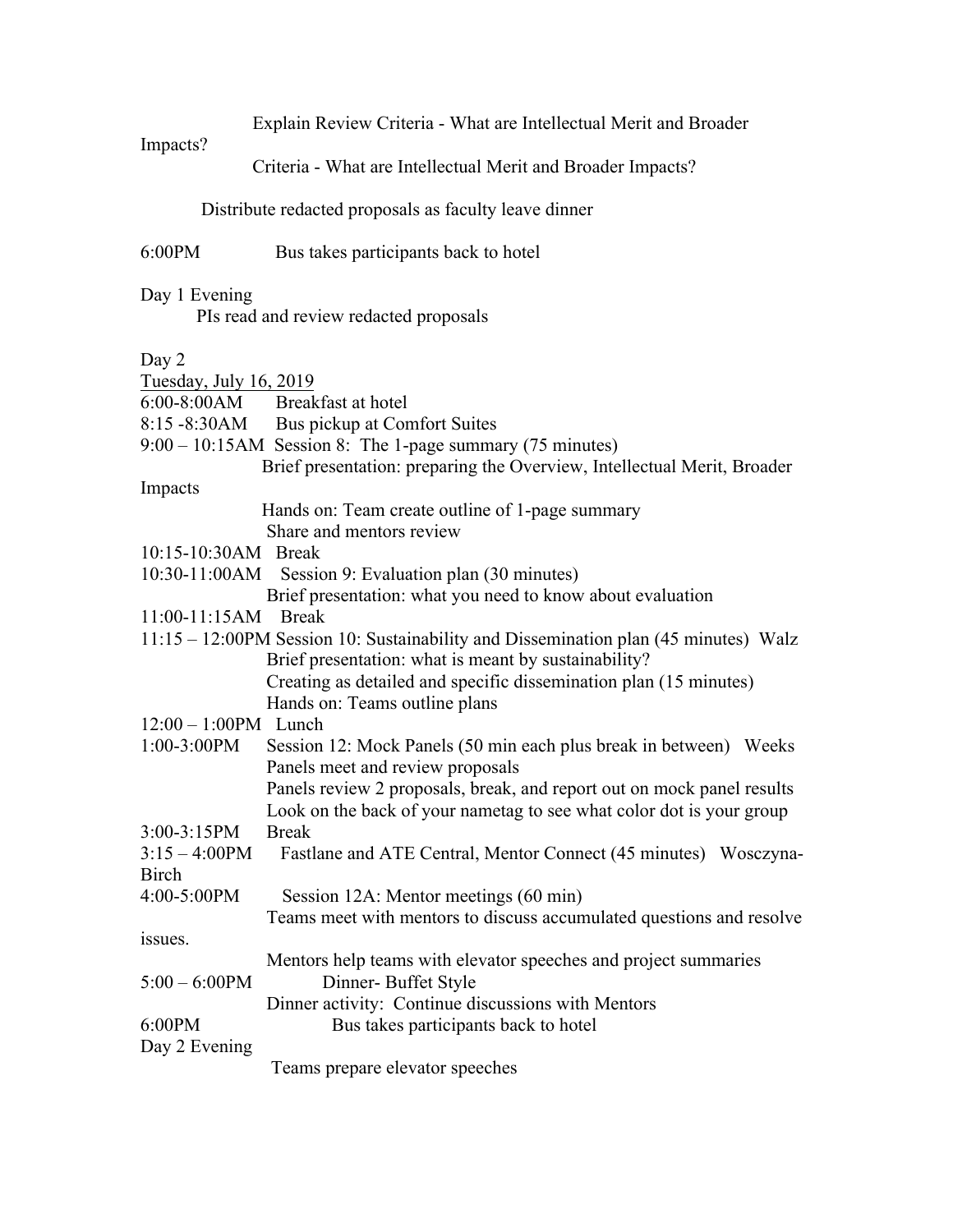Explain Review Criteria - What are Intellectual Merit and Broader Impacts?

Criteria - What are Intellectual Merit and Broader Impacts?

Distribute redacted proposals as faculty leave dinner

6:00PM Bus takes participants back to hotel

Day 1 Evening

PIs read and review redacted proposals

Day 2

Tuesday, July 16, 2019

6:00-8:00AM Breakfast at hotel

8:15 -8:30AM Bus pickup at Comfort Suites

9:00 – 10:15AM Session 8: The 1-page summary (75 minutes)

Brief presentation: preparing the Overview, Intellectual Merit, Broader Impacts

Hands on: Team create outline of 1-page summary

Share and mentors review

10:15-10:30AM Break

10:30-11:00AM Session 9: Evaluation plan (30 minutes)

Brief presentation: what you need to know about evaluation

11:00-11:15AM Break

11:15 – 12:00PM Session 10: Sustainability and Dissemination plan (45 minutes) Walz

Brief presentation: what is meant by sustainability?

Creating as detailed and specific dissemination plan (15 minutes)

Hands on: Teams outline plans

12:00 – 1:00PM Lunch

1:00-3:00PM Session 12: Mock Panels (50 min each plus break in between) Weeks

Panels meet and review proposals

Panels review 2 proposals, break, and report out on mock panel results

Look on the back of your nametag to see what color dot is your group

3:00-3:15PM Break

3:15 – 4:00PM Fastlane and ATE Central, Mentor Connect (45 minutes) Wosczyna-Birch

4:00-5:00PM Session 12A: Mentor meetings (60 min)

Teams meet with mentors to discuss accumulated questions and resolve issues.

Mentors help teams with elevator speeches and project summaries

5:00 – 6:00PM Dinner- Buffet Style

Dinner activity: Continue discussions with Mentors

6:00PM Bus takes participants back to hotel

Day 2 Evening

Teams prepare elevator speeches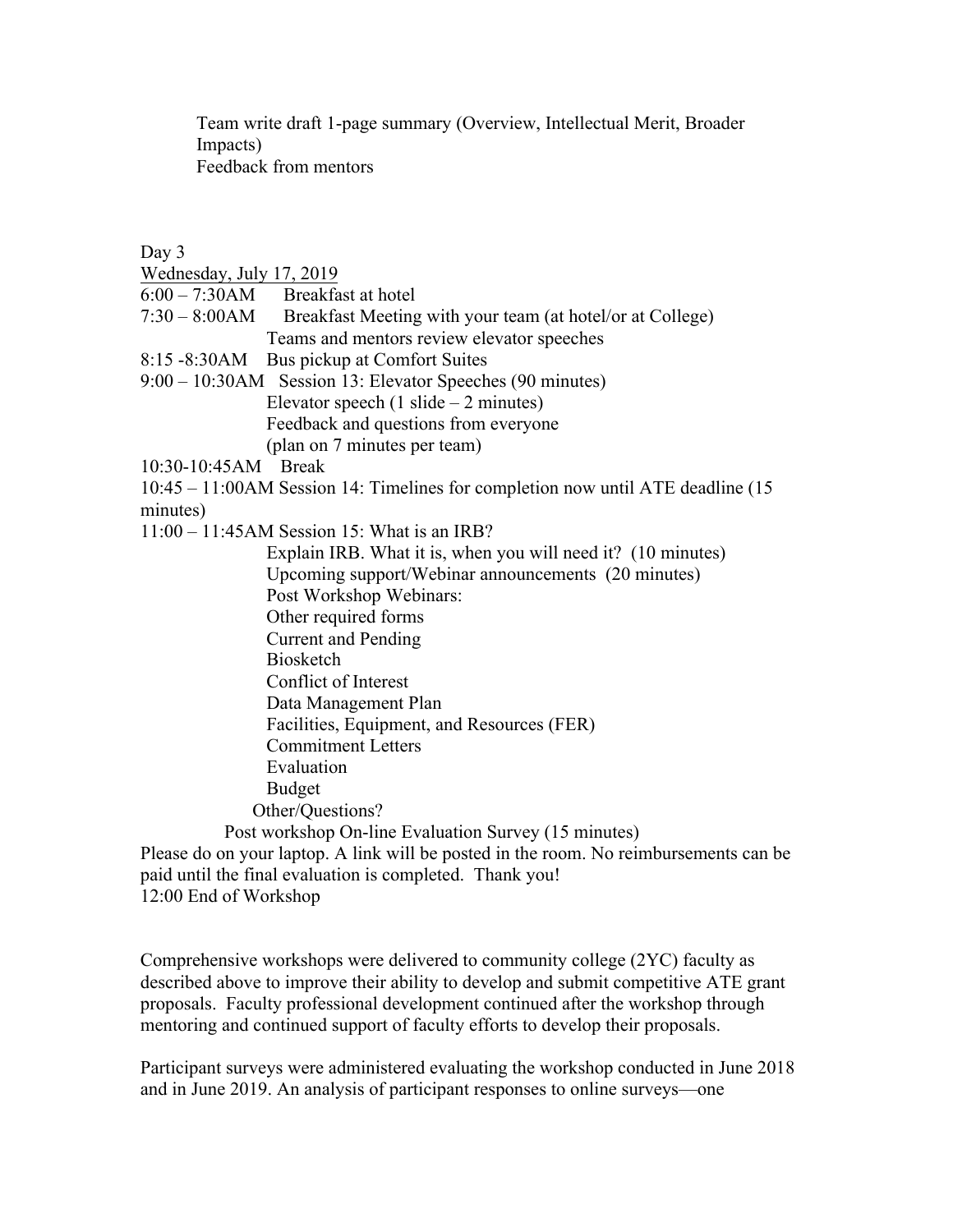Team write draft 1-page summary (Overview, Intellectual Merit, Broader Impacts)
Feedback from mentors

Day 3
Wednesday, July 17, 2019

6:00 – 7:30AM Breakfast at hotel

7:30 – 8:00AM Breakfast Meeting with your team (at hotel/or at College)
Teams and mentors review elevator speeches

8:15 -8:30AM Bus pickup at Comfort Suites

9:00 – 10:30AM Session 13: Elevator Speeches (90 minutes)
Elevator speech (1 slide – 2 minutes)
Feedback and questions from everyone
(plan on 7 minutes per team)

10:30-10:45AM Break

10:45 – 11:00AM Session 14: Timelines for completion now until ATE deadline (15 minutes)

11:00 – 11:45AM Session 15: What is an IRB?
Explain IRB. What it is, when you will need it? (10 minutes)
Upcoming support/Webinar announcements (20 minutes)
Post Workshop Webinars:
Other required forms
Current and Pending
Biosketch
Conflict of Interest
Data Management Plan
Facilities, Equipment, and Resources (FER)
Commitment Letters
Evaluation
Budget
Other/Questions?
Post workshop On-line Evaluation Survey (15 minutes)

Please do on your laptop. A link will be posted in the room. No reimbursements can be paid until the final evaluation is completed. Thank you!

12:00 End of Workshop

Comprehensive workshops were delivered to community college (2YC) faculty as described above to improve their ability to develop and submit competitive ATE grant proposals. Faculty professional development continued after the workshop through mentoring and continued support of faculty efforts to develop their proposals.

Participant surveys were administered evaluating the workshop conducted in June 2018 and in June 2019. An analysis of participant responses to online surveys—one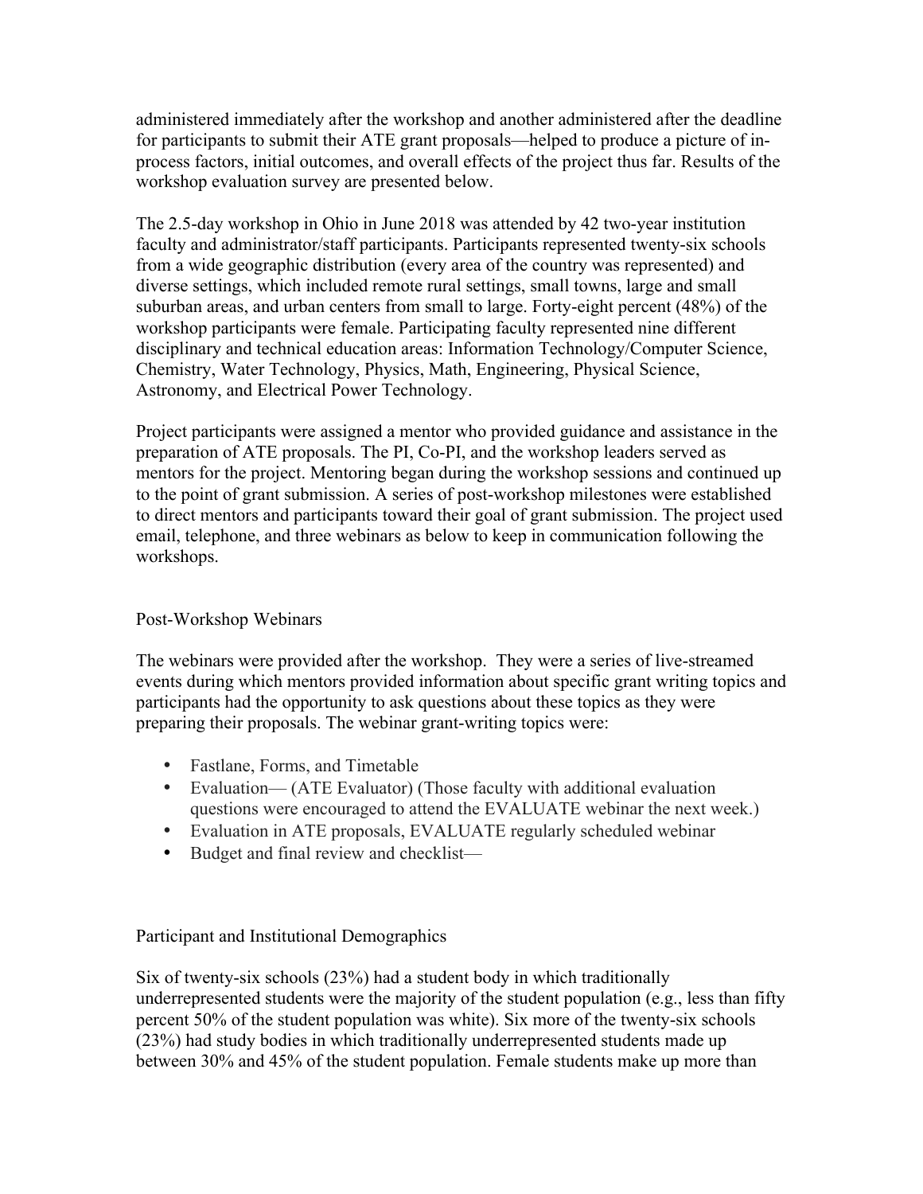administered immediately after the workshop and another administered after the deadline for participants to submit their ATE grant proposals—helped to produce a picture of in-process factors, initial outcomes, and overall effects of the project thus far. Results of the workshop evaluation survey are presented below.

The 2.5-day workshop in Ohio in June 2018 was attended by 42 two-year institution faculty and administrator/staff participants. Participants represented twenty-six schools from a wide geographic distribution (every area of the country was represented) and diverse settings, which included remote rural settings, small towns, large and small suburban areas, and urban centers from small to large. Forty-eight percent (48%) of the workshop participants were female. Participating faculty represented nine different disciplinary and technical education areas: Information Technology/Computer Science, Chemistry, Water Technology, Physics, Math, Engineering, Physical Science, Astronomy, and Electrical Power Technology.

Project participants were assigned a mentor who provided guidance and assistance in the preparation of ATE proposals. The PI, Co-PI, and the workshop leaders served as mentors for the project. Mentoring began during the workshop sessions and continued up to the point of grant submission. A series of post-workshop milestones were established to direct mentors and participants toward their goal of grant submission. The project used email, telephone, and three webinars as below to keep in communication following the workshops.

## Post-Workshop Webinars

The webinars were provided after the workshop. They were a series of live-streamed events during which mentors provided information about specific grant writing topics and participants had the opportunity to ask questions about these topics as they were preparing their proposals. The webinar grant-writing topics were:

- Fastlane, Forms, and Timetable
- Evaluation— (ATE Evaluator) (Those faculty with additional evaluation questions were encouraged to attend the EVALUATE webinar the next week.)
- Evaluation in ATE proposals, EVALUATE regularly scheduled webinar
- Budget and final review and checklist—

## Participant and Institutional Demographics

Six of twenty-six schools (23%) had a student body in which traditionally underrepresented students were the majority of the student population (e.g., less than fifty percent 50% of the student population was white). Six more of the twenty-six schools (23%) had study bodies in which traditionally underrepresented students made up between 30% and 45% of the student population. Female students make up more than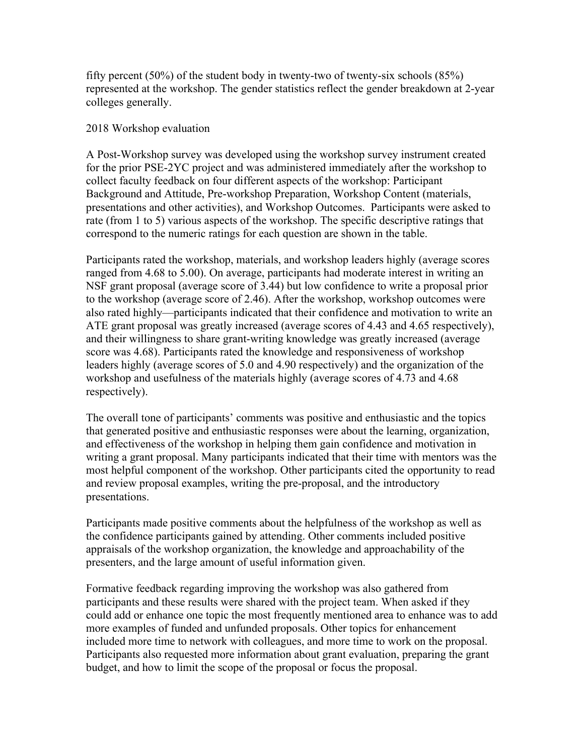fifty percent (50%) of the student body in twenty-two of twenty-six schools (85%) represented at the workshop. The gender statistics reflect the gender breakdown at 2-year colleges generally.

2018 Workshop evaluation

A Post-Workshop survey was developed using the workshop survey instrument created for the prior PSE-2YC project and was administered immediately after the workshop to collect faculty feedback on four different aspects of the workshop: Participant Background and Attitude, Pre-workshop Preparation, Workshop Content (materials, presentations and other activities), and Workshop Outcomes. Participants were asked to rate (from 1 to 5) various aspects of the workshop. The specific descriptive ratings that correspond to the numeric ratings for each question are shown in the table.

Participants rated the workshop, materials, and workshop leaders highly (average scores ranged from 4.68 to 5.00). On average, participants had moderate interest in writing an NSF grant proposal (average score of 3.44) but low confidence to write a proposal prior to the workshop (average score of 2.46). After the workshop, workshop outcomes were also rated highly—participants indicated that their confidence and motivation to write an ATE grant proposal was greatly increased (average scores of 4.43 and 4.65 respectively), and their willingness to share grant-writing knowledge was greatly increased (average score was 4.68). Participants rated the knowledge and responsiveness of workshop leaders highly (average scores of 5.0 and 4.90 respectively) and the organization of the workshop and usefulness of the materials highly (average scores of 4.73 and 4.68 respectively).

The overall tone of participants' comments was positive and enthusiastic and the topics that generated positive and enthusiastic responses were about the learning, organization, and effectiveness of the workshop in helping them gain confidence and motivation in writing a grant proposal. Many participants indicated that their time with mentors was the most helpful component of the workshop. Other participants cited the opportunity to read and review proposal examples, writing the pre-proposal, and the introductory presentations.

Participants made positive comments about the helpfulness of the workshop as well as the confidence participants gained by attending. Other comments included positive appraisals of the workshop organization, the knowledge and approachability of the presenters, and the large amount of useful information given.

Formative feedback regarding improving the workshop was also gathered from participants and these results were shared with the project team. When asked if they could add or enhance one topic the most frequently mentioned area to enhance was to add more examples of funded and unfunded proposals. Other topics for enhancement included more time to network with colleagues, and more time to work on the proposal. Participants also requested more information about grant evaluation, preparing the grant budget, and how to limit the scope of the proposal or focus the proposal.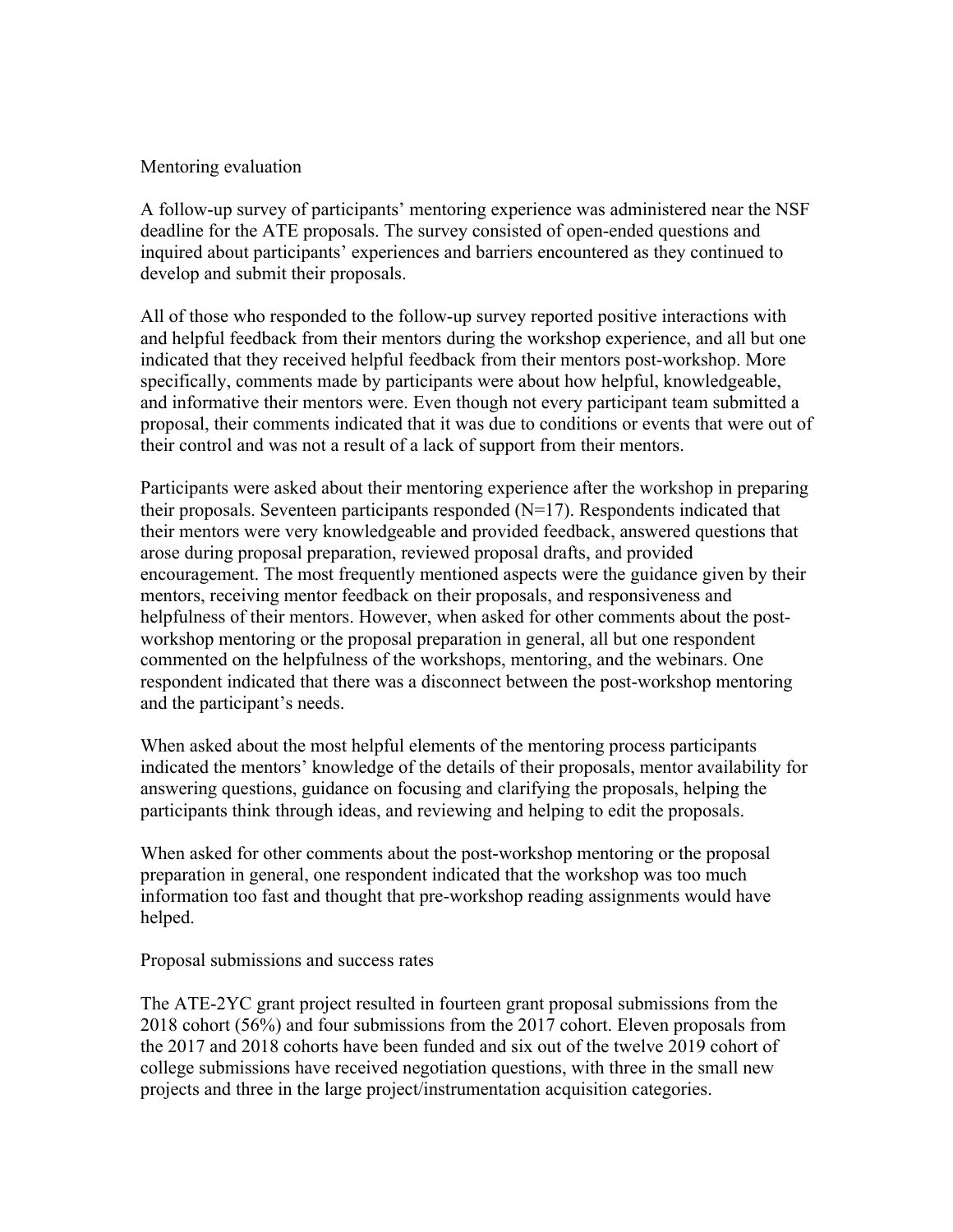## Mentoring evaluation

A follow-up survey of participants' mentoring experience was administered near the NSF deadline for the ATE proposals. The survey consisted of open-ended questions and inquired about participants' experiences and barriers encountered as they continued to develop and submit their proposals.

All of those who responded to the follow-up survey reported positive interactions with and helpful feedback from their mentors during the workshop experience, and all but one indicated that they received helpful feedback from their mentors post-workshop. More specifically, comments made by participants were about how helpful, knowledgeable, and informative their mentors were. Even though not every participant team submitted a proposal, their comments indicated that it was due to conditions or events that were out of their control and was not a result of a lack of support from their mentors.

Participants were asked about their mentoring experience after the workshop in preparing their proposals. Seventeen participants responded (N=17). Respondents indicated that their mentors were very knowledgeable and provided feedback, answered questions that arose during proposal preparation, reviewed proposal drafts, and provided encouragement. The most frequently mentioned aspects were the guidance given by their mentors, receiving mentor feedback on their proposals, and responsiveness and helpfulness of their mentors. However, when asked for other comments about the post-workshop mentoring or the proposal preparation in general, all but one respondent commented on the helpfulness of the workshops, mentoring, and the webinars. One respondent indicated that there was a disconnect between the post-workshop mentoring and the participant's needs.

When asked about the most helpful elements of the mentoring process participants indicated the mentors' knowledge of the details of their proposals, mentor availability for answering questions, guidance on focusing and clarifying the proposals, helping the participants think through ideas, and reviewing and helping to edit the proposals.

When asked for other comments about the post-workshop mentoring or the proposal preparation in general, one respondent indicated that the workshop was too much information too fast and thought that pre-workshop reading assignments would have helped.

## Proposal submissions and success rates

The ATE-2YC grant project resulted in fourteen grant proposal submissions from the 2018 cohort (56%) and four submissions from the 2017 cohort. Eleven proposals from the 2017 and 2018 cohorts have been funded and six out of the twelve 2019 cohort of college submissions have received negotiation questions, with three in the small new projects and three in the large project/instrumentation acquisition categories.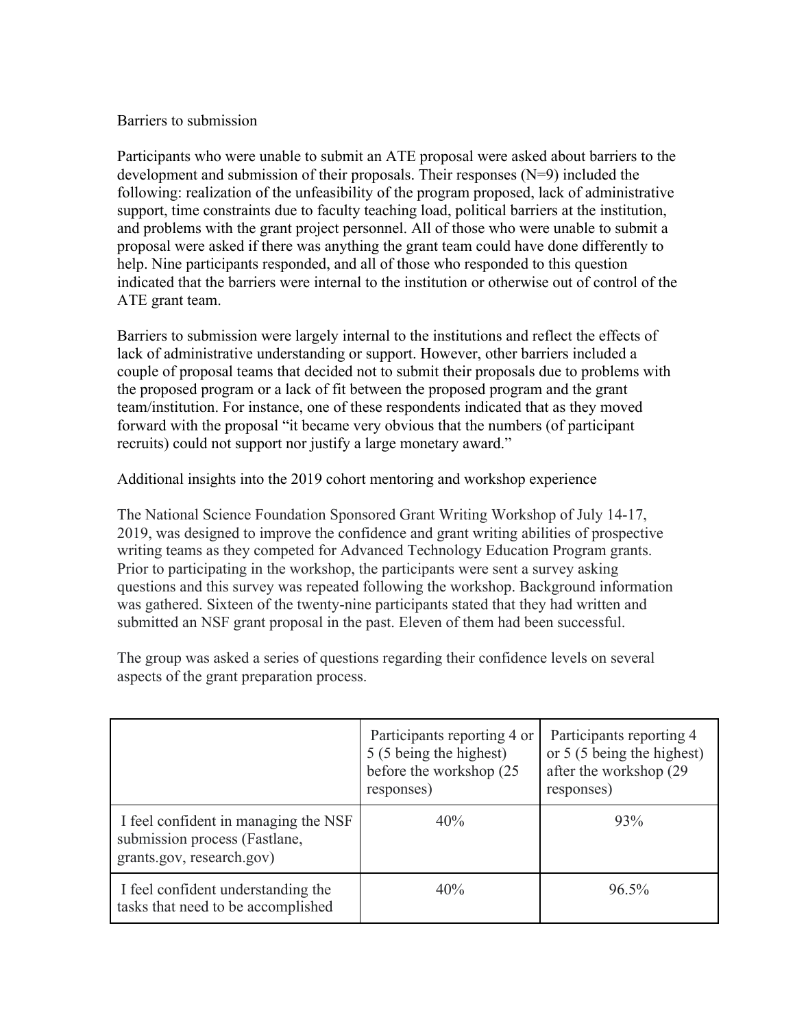## Barriers to submission

Participants who were unable to submit an ATE proposal were asked about barriers to the development and submission of their proposals. Their responses (N=9) included the following: realization of the unfeasibility of the program proposed, lack of administrative support, time constraints due to faculty teaching load, political barriers at the institution, and problems with the grant project personnel. All of those who were unable to submit a proposal were asked if there was anything the grant team could have done differently to help. Nine participants responded, and all of those who responded to this question indicated that the barriers were internal to the institution or otherwise out of control of the ATE grant team.

Barriers to submission were largely internal to the institutions and reflect the effects of lack of administrative understanding or support. However, other barriers included a couple of proposal teams that decided not to submit their proposals due to problems with the proposed program or a lack of fit between the proposed program and the grant team/institution. For instance, one of these respondents indicated that as they moved forward with the proposal "it became very obvious that the numbers (of participant recruits) could not support nor justify a large monetary award."

## Additional insights into the 2019 cohort mentoring and workshop experience

The National Science Foundation Sponsored Grant Writing Workshop of July 14-17, 2019, was designed to improve the confidence and grant writing abilities of prospective writing teams as they competed for Advanced Technology Education Program grants. Prior to participating in the workshop, the participants were sent a survey asking questions and this survey was repeated following the workshop. Background information was gathered. Sixteen of the twenty-nine participants stated that they had written and submitted an NSF grant proposal in the past. Eleven of them had been successful.

The group was asked a series of questions regarding their confidence levels on several aspects of the grant preparation process.

| | Participants reporting 4 or 5 (5 being the highest) before the workshop (25 responses) | Participants reporting 4 or 5 (5 being the highest) after the workshop (29 responses) |
|---|---|---|
| I feel confident in managing the NSF submission process (Fastlane, grants.gov, research.gov) | 40% | 93% |
| I feel confident understanding the tasks that need to be accomplished | 40% | 96.5% |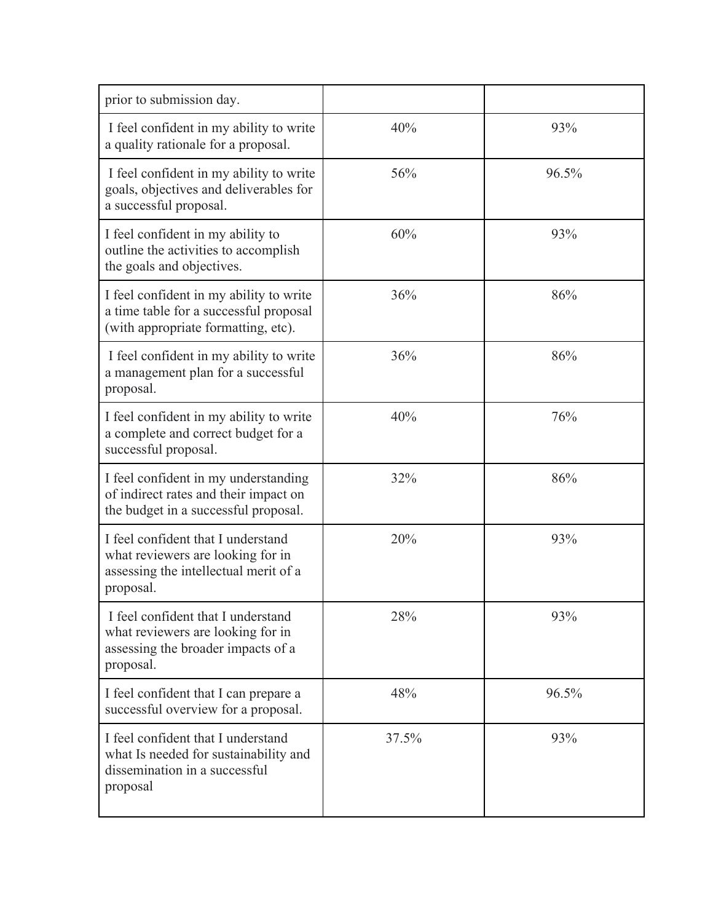| | | |
|---|---|---|
| prior to submission day. | | |
| I feel confident in my ability to write a quality rationale for a proposal. | 40% | 93% |
| I feel confident in my ability to write goals, objectives and deliverables for a successful proposal. | 56% | 96.5% |
| I feel confident in my ability to outline the activities to accomplish the goals and objectives. | 60% | 93% |
| I feel confident in my ability to write a time table for a successful proposal (with appropriate formatting, etc). | 36% | 86% |
| I feel confident in my ability to write a management plan for a successful proposal. | 36% | 86% |
| I feel confident in my ability to write a complete and correct budget for a successful proposal. | 40% | 76% |
| I feel confident in my understanding of indirect rates and their impact on the budget in a successful proposal. | 32% | 86% |
| I feel confident that I understand what reviewers are looking for in assessing the intellectual merit of a proposal. | 20% | 93% |
| I feel confident that I understand what reviewers are looking for in assessing the broader impacts of a proposal. | 28% | 93% |
| I feel confident that I can prepare a successful overview for a proposal. | 48% | 96.5% |
| I feel confident that I understand what Is needed for sustainability and dissemination in a successful proposal | 37.5% | 93% |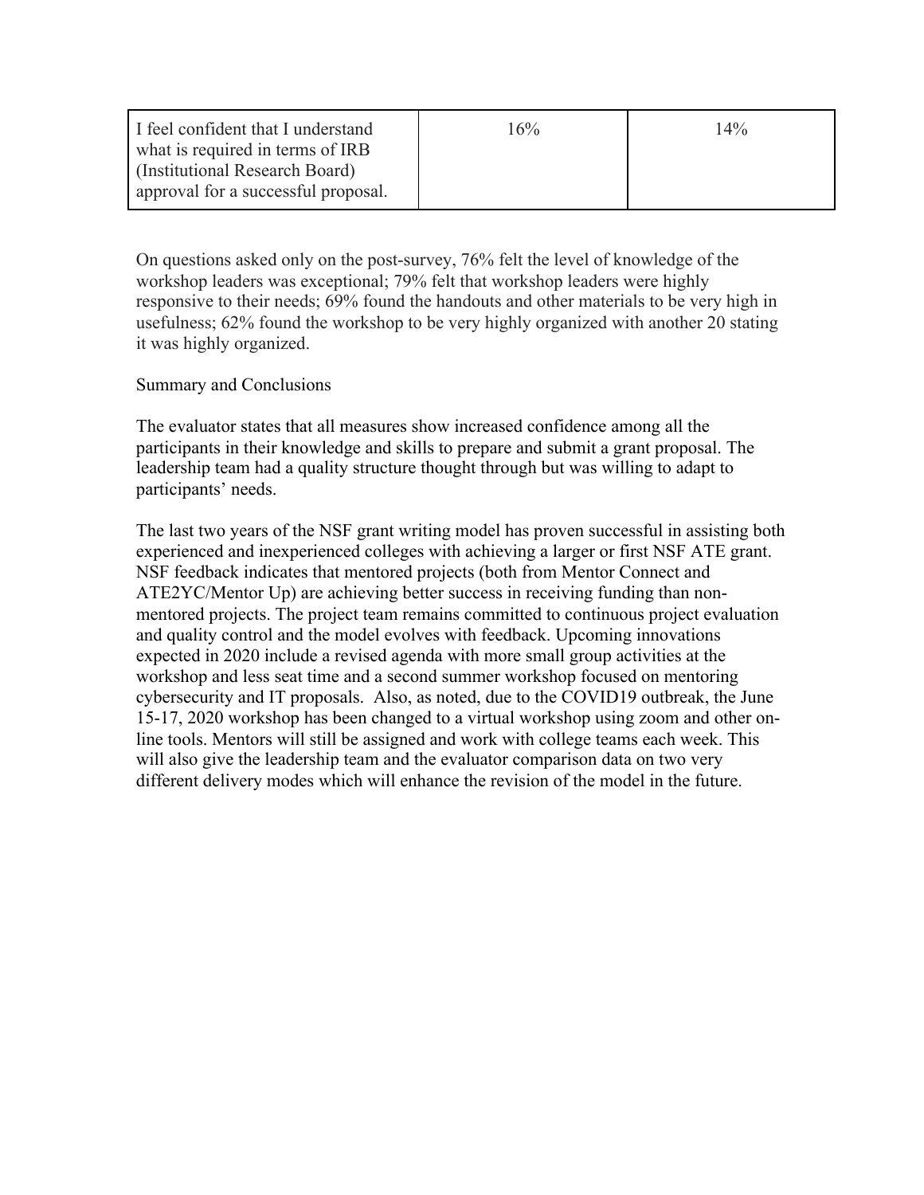| | | |
|---|---|---|
| I feel confident that I understand what is required in terms of IRB (Institutional Research Board) approval for a successful proposal. | 16% | 14% |

On questions asked only on the post-survey, 76% felt the level of knowledge of the workshop leaders was exceptional; 79% felt that workshop leaders were highly responsive to their needs; 69% found the handouts and other materials to be very high in usefulness; 62% found the workshop to be very highly organized with another 20 stating it was highly organized.

Summary and Conclusions

The evaluator states that all measures show increased confidence among all the participants in their knowledge and skills to prepare and submit a grant proposal. The leadership team had a quality structure thought through but was willing to adapt to participants' needs.

The last two years of the NSF grant writing model has proven successful in assisting both experienced and inexperienced colleges with achieving a larger or first NSF ATE grant. NSF feedback indicates that mentored projects (both from Mentor Connect and ATE2YC/Mentor Up) are achieving better success in receiving funding than non-mentored projects. The project team remains committed to continuous project evaluation and quality control and the model evolves with feedback. Upcoming innovations expected in 2020 include a revised agenda with more small group activities at the workshop and less seat time and a second summer workshop focused on mentoring cybersecurity and IT proposals. Also, as noted, due to the COVID19 outbreak, the June 15-17, 2020 workshop has been changed to a virtual workshop using zoom and other on-line tools. Mentors will still be assigned and work with college teams each week. This will also give the leadership team and the evaluator comparison data on two very different delivery modes which will enhance the revision of the model in the future.